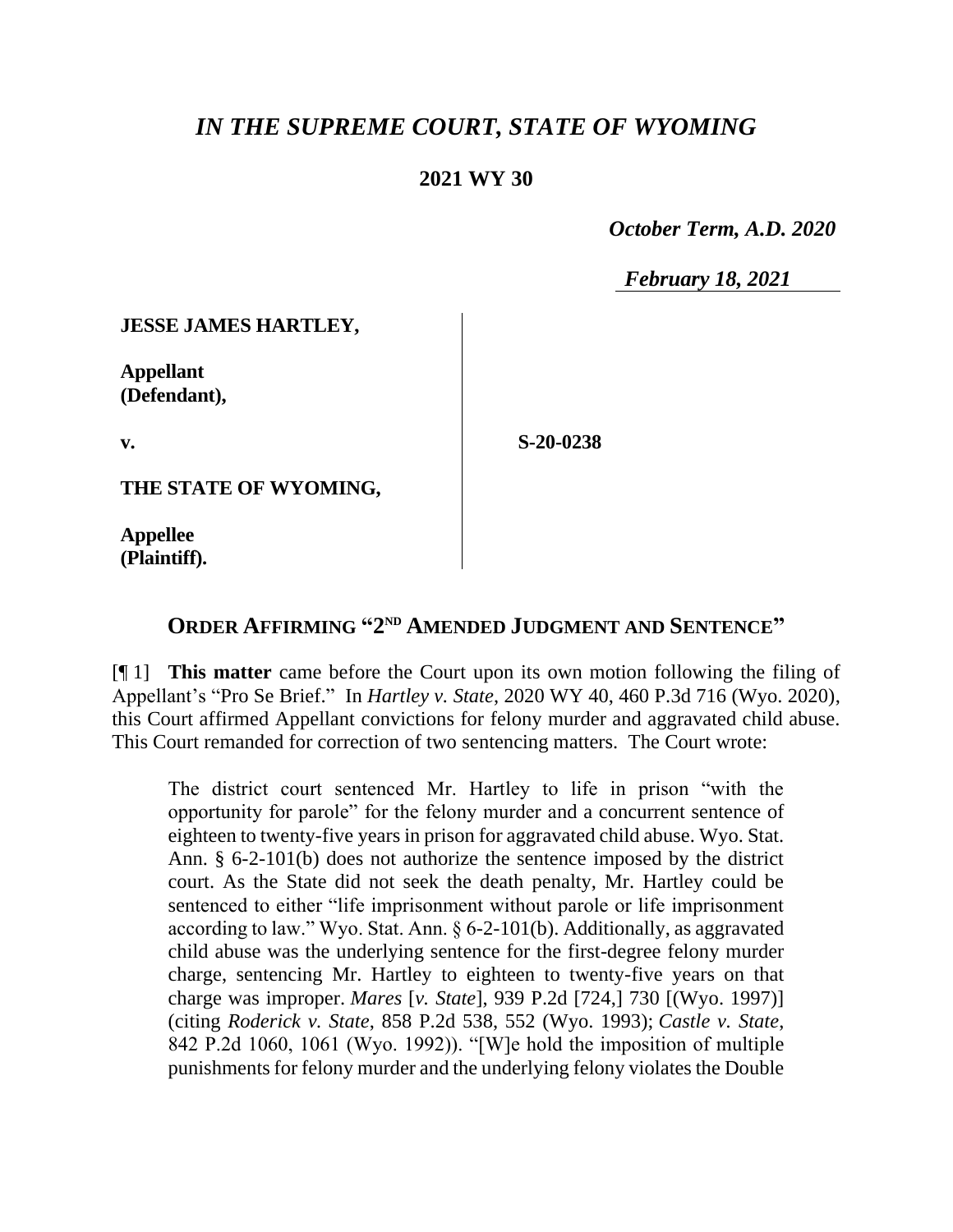# *IN THE SUPREME COURT, STATE OF WYOMING*

## 2021 WY 30

*October Term, A.D. 2020*

*February 18, 2021*

| | |
|---|---|
| **JESSE JAMES HARTLEY,**<br><br>**Appellant (Defendant),**<br><br>**v.**<br><br>**THE STATE OF WYOMING,**<br><br>**Appellee (Plaintiff).** | **S-20-0238** |

## ORDER AFFIRMING "2ND AMENDED JUDGMENT AND SENTENCE"

[¶ 1] **This matter** came before the Court upon its own motion following the filing of Appellant's "Pro Se Brief." In *Hartley v. State*, 2020 WY 40, 460 P.3d 716 (Wyo. 2020), this Court affirmed Appellant convictions for felony murder and aggravated child abuse. This Court remanded for correction of two sentencing matters. The Court wrote:

> The district court sentenced Mr. Hartley to life in prison "with the opportunity for parole" for the felony murder and a concurrent sentence of eighteen to twenty-five years in prison for aggravated child abuse. Wyo. Stat. Ann. § 6-2-101(b) does not authorize the sentence imposed by the district court. As the State did not seek the death penalty, Mr. Hartley could be sentenced to either "life imprisonment without parole or life imprisonment according to law." Wyo. Stat. Ann. § 6-2-101(b). Additionally, as aggravated child abuse was the underlying sentence for the first-degree felony murder charge, sentencing Mr. Hartley to eighteen to twenty-five years on that charge was improper. *Mares* [*v. State*], 939 P.2d [724,] 730 [(Wyo. 1997)] (citing *Roderick v. State*, 858 P.2d 538, 552 (Wyo. 1993); *Castle v. State*, 842 P.2d 1060, 1061 (Wyo. 1992)). "[W]e hold the imposition of multiple punishments for felony murder and the underlying felony violates the Double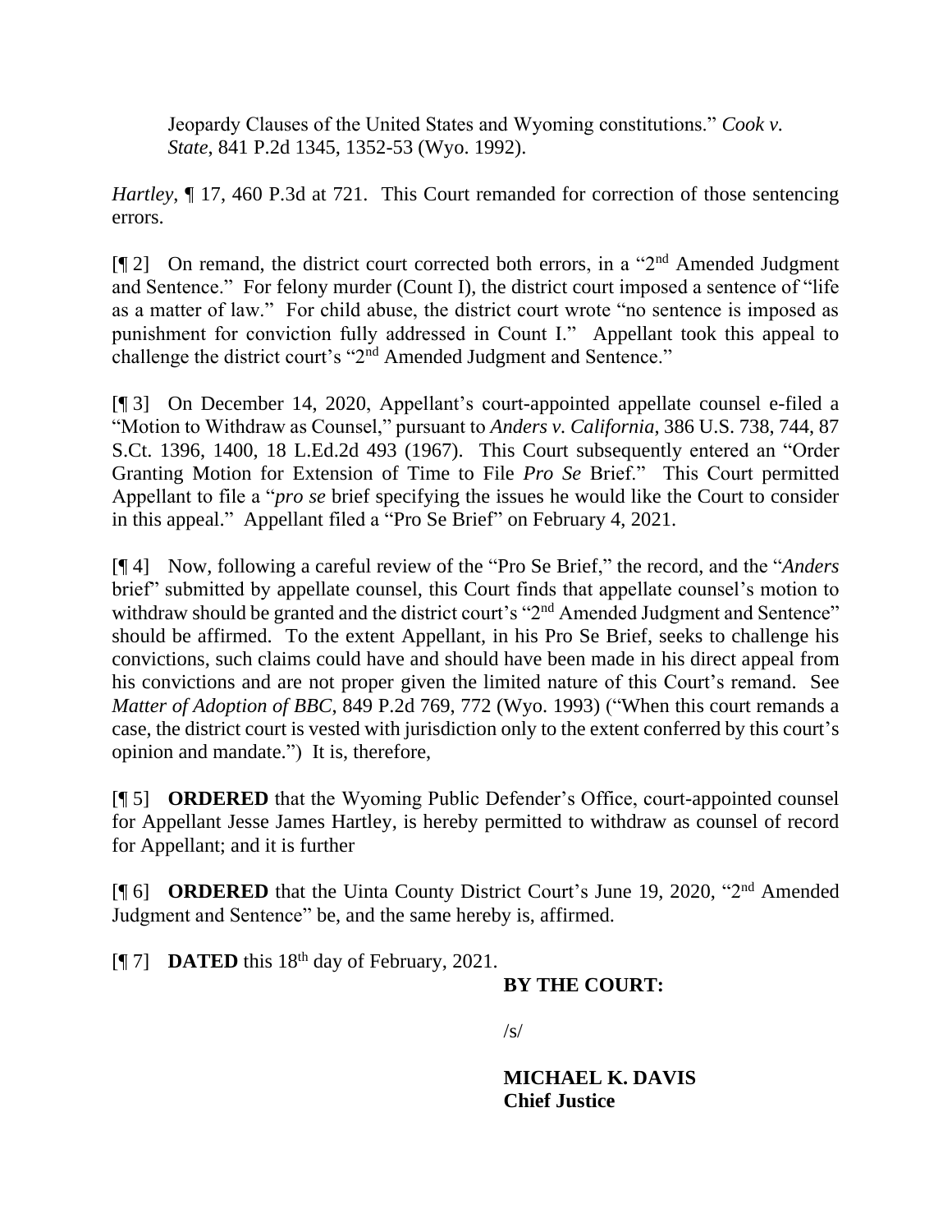> Jeopardy Clauses of the United States and Wyoming constitutions." *Cook v. State*, 841 P.2d 1345, 1352-53 (Wyo. 1992).

*Hartley*, ¶ 17, 460 P.3d at 721. This Court remanded for correction of those sentencing errors.

[¶ 2] On remand, the district court corrected both errors, in a "2nd Amended Judgment and Sentence." For felony murder (Count I), the district court imposed a sentence of "life as a matter of law." For child abuse, the district court wrote "no sentence is imposed as punishment for conviction fully addressed in Count I." Appellant took this appeal to challenge the district court's "2nd Amended Judgment and Sentence."

[¶ 3] On December 14, 2020, Appellant's court-appointed appellate counsel e-filed a "Motion to Withdraw as Counsel," pursuant to *Anders v. California*, 386 U.S. 738, 744, 87 S.Ct. 1396, 1400, 18 L.Ed.2d 493 (1967). This Court subsequently entered an "Order Granting Motion for Extension of Time to File *Pro Se* Brief." This Court permitted Appellant to file a "*pro se* brief specifying the issues he would like the Court to consider in this appeal." Appellant filed a "Pro Se Brief" on February 4, 2021.

[¶ 4] Now, following a careful review of the "Pro Se Brief," the record, and the "*Anders* brief" submitted by appellate counsel, this Court finds that appellate counsel's motion to withdraw should be granted and the district court's "2nd Amended Judgment and Sentence" should be affirmed. To the extent Appellant, in his Pro Se Brief, seeks to challenge his convictions, such claims could have and should have been made in his direct appeal from his convictions and are not proper given the limited nature of this Court's remand. See *Matter of Adoption of BBC*, 849 P.2d 769, 772 (Wyo. 1993) ("When this court remands a case, the district court is vested with jurisdiction only to the extent conferred by this court's opinion and mandate.") It is, therefore,

[¶ 5] **ORDERED** that the Wyoming Public Defender's Office, court-appointed counsel for Appellant Jesse James Hartley, is hereby permitted to withdraw as counsel of record for Appellant; and it is further

[¶ 6] **ORDERED** that the Uinta County District Court's June 19, 2020, "2nd Amended Judgment and Sentence" be, and the same hereby is, affirmed.

[¶ 7] **DATED** this 18th day of February, 2021.

**BY THE COURT:**

/s/

**MICHAEL K. DAVIS**
**Chief Justice**